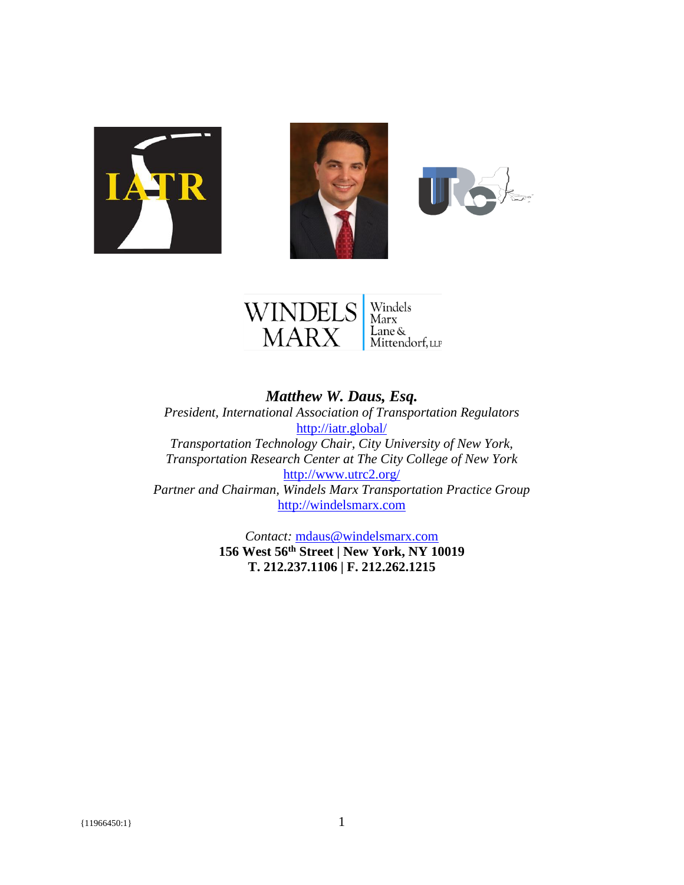***Matthew W. Daus, Esq.***

*President, International Association of Transportation Regulators*

http://iatr.global/

*Transportation Technology Chair, City University of New York, Transportation Research Center at The City College of New York*

http://www.utrc2.org/

*Partner and Chairman, Windels Marx Transportation Practice Group*

http://windelsmarx.com

*Contact:* mdaus@windelsmarx.com

**156 West 56th Street | New York, NY 10019**

**T. 212.237.1106 | F. 212.262.1215**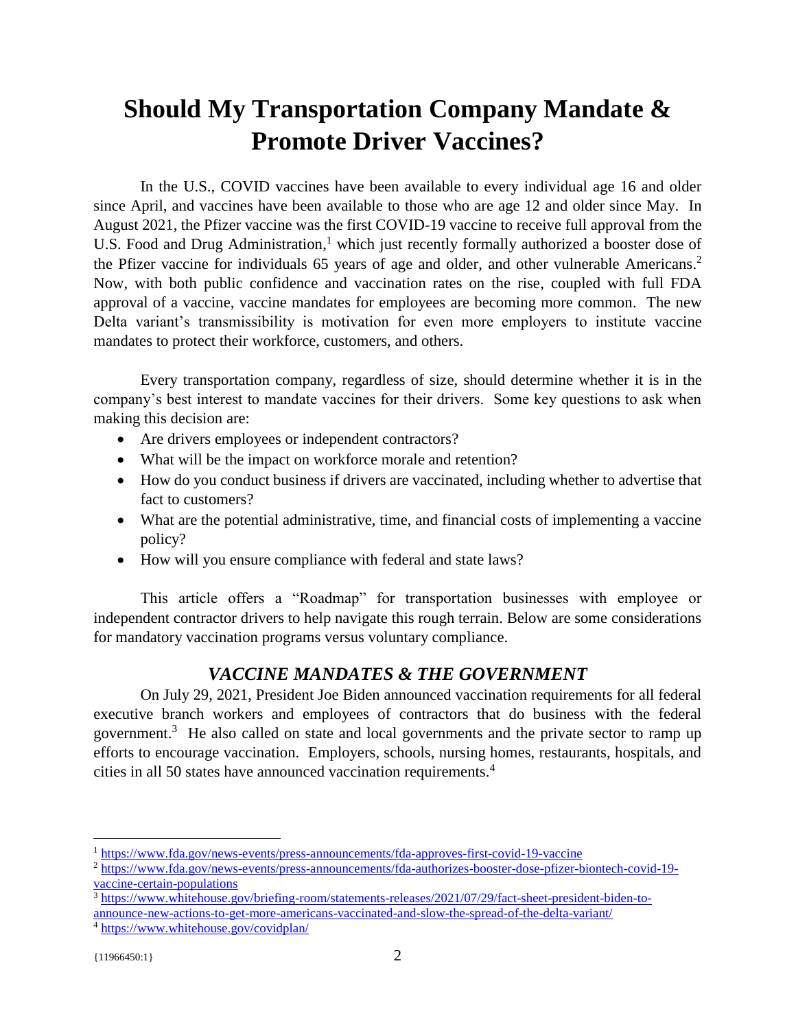# Should My Transportation Company Mandate & Promote Driver Vaccines?

In the U.S., COVID vaccines have been available to every individual age 16 and older since April, and vaccines have been available to those who are age 12 and older since May. In August 2021, the Pfizer vaccine was the first COVID-19 vaccine to receive full approval from the U.S. Food and Drug Administration,[1] which just recently formally authorized a booster dose of the Pfizer vaccine for individuals 65 years of age and older, and other vulnerable Americans.[2] Now, with both public confidence and vaccination rates on the rise, coupled with full FDA approval of a vaccine, vaccine mandates for employees are becoming more common. The new Delta variant's transmissibility is motivation for even more employers to institute vaccine mandates to protect their workforce, customers, and others.

Every transportation company, regardless of size, should determine whether it is in the company's best interest to mandate vaccines for their drivers. Some key questions to ask when making this decision are:

- Are drivers employees or independent contractors?
- What will be the impact on workforce morale and retention?
- How do you conduct business if drivers are vaccinated, including whether to advertise that fact to customers?
- What are the potential administrative, time, and financial costs of implementing a vaccine policy?
- How will you ensure compliance with federal and state laws?

This article offers a "Roadmap" for transportation businesses with employee or independent contractor drivers to help navigate this rough terrain. Below are some considerations for mandatory vaccination programs versus voluntary compliance.

### *VACCINE MANDATES & THE GOVERNMENT*

On July 29, 2021, President Joe Biden announced vaccination requirements for all federal executive branch workers and employees of contractors that do business with the federal government.[3] He also called on state and local governments and the private sector to ramp up efforts to encourage vaccination. Employers, schools, nursing homes, restaurants, hospitals, and cities in all 50 states have announced vaccination requirements.[4]

---

[1] https://www.fda.gov/news-events/press-announcements/fda-approves-first-covid-19-vaccine

[2] https://www.fda.gov/news-events/press-announcements/fda-authorizes-booster-dose-pfizer-biontech-covid-19-vaccine-certain-populations

[3] https://www.whitehouse.gov/briefing-room/statements-releases/2021/07/29/fact-sheet-president-biden-to-announce-new-actions-to-get-more-americans-vaccinated-and-slow-the-spread-of-the-delta-variant/

[4] https://www.whitehouse.gov/covidplan/

{11966450:1}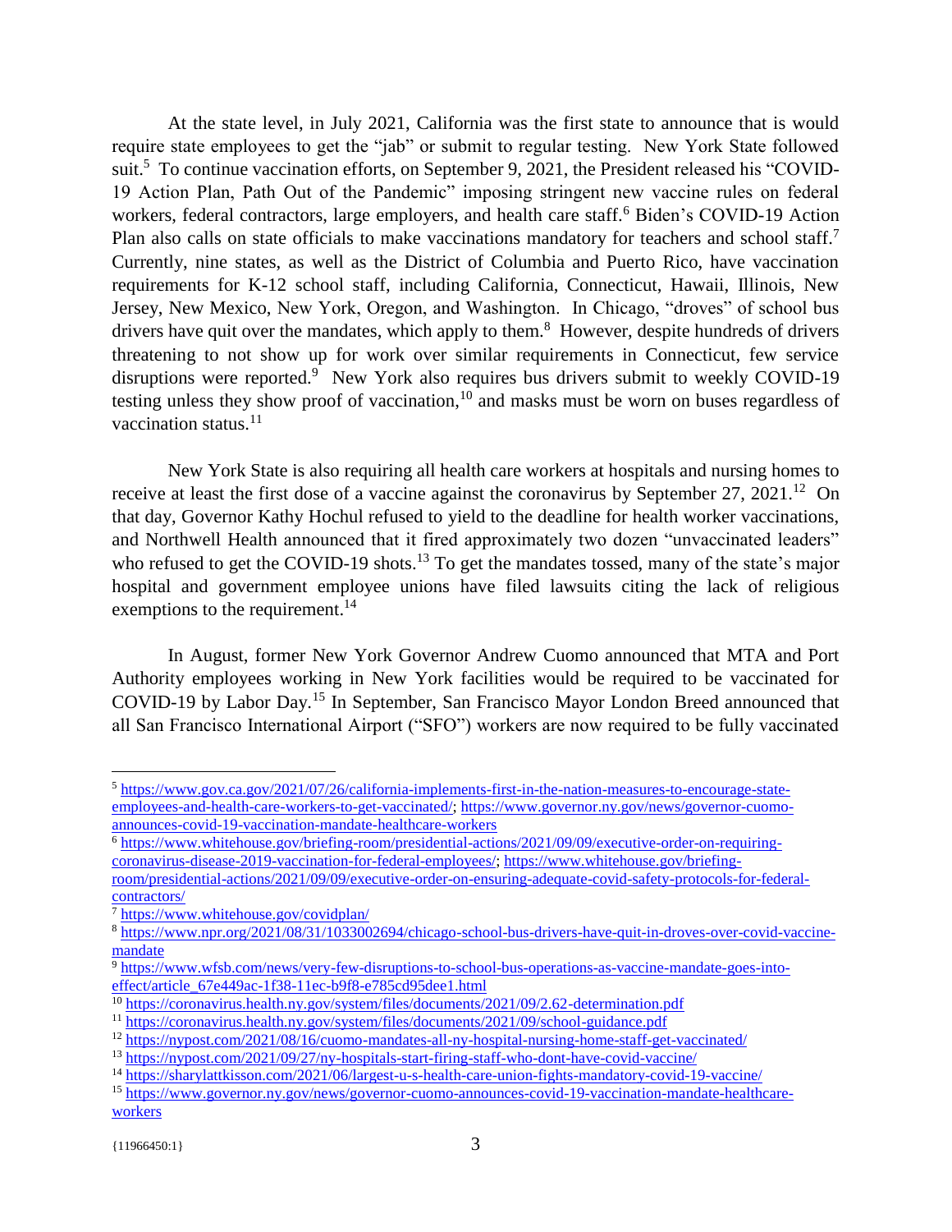At the state level, in July 2021, California was the first state to announce that is would require state employees to get the "jab" or submit to regular testing. New York State followed suit.[5] To continue vaccination efforts, on September 9, 2021, the President released his "COVID-19 Action Plan, Path Out of the Pandemic" imposing stringent new vaccine rules on federal workers, federal contractors, large employers, and health care staff.[6] Biden's COVID-19 Action Plan also calls on state officials to make vaccinations mandatory for teachers and school staff.[7] Currently, nine states, as well as the District of Columbia and Puerto Rico, have vaccination requirements for K-12 school staff, including California, Connecticut, Hawaii, Illinois, New Jersey, New Mexico, New York, Oregon, and Washington. In Chicago, "droves" of school bus drivers have quit over the mandates, which apply to them.[8] However, despite hundreds of drivers threatening to not show up for work over similar requirements in Connecticut, few service disruptions were reported.[9] New York also requires bus drivers submit to weekly COVID-19 testing unless they show proof of vaccination,[10] and masks must be worn on buses regardless of vaccination status.[11]

New York State is also requiring all health care workers at hospitals and nursing homes to receive at least the first dose of a vaccine against the coronavirus by September 27, 2021.[12] On that day, Governor Kathy Hochul refused to yield to the deadline for health worker vaccinations, and Northwell Health announced that it fired approximately two dozen "unvaccinated leaders" who refused to get the COVID-19 shots.[13] To get the mandates tossed, many of the state's major hospital and government employee unions have filed lawsuits citing the lack of religious exemptions to the requirement.[14]

In August, former New York Governor Andrew Cuomo announced that MTA and Port Authority employees working in New York facilities would be required to be vaccinated for COVID-19 by Labor Day.[15] In September, San Francisco Mayor London Breed announced that all San Francisco International Airport ("SFO") workers are now required to be fully vaccinated

---

[5] https://www.gov.ca.gov/2021/07/26/california-implements-first-in-the-nation-measures-to-encourage-state-employees-and-health-care-workers-to-get-vaccinated/; https://www.governor.ny.gov/news/governor-cuomo-announces-covid-19-vaccination-mandate-healthcare-workers

[6] https://www.whitehouse.gov/briefing-room/presidential-actions/2021/09/09/executive-order-on-requiring-coronavirus-disease-2019-vaccination-for-federal-employees/; https://www.whitehouse.gov/briefing-room/presidential-actions/2021/09/09/executive-order-on-ensuring-adequate-covid-safety-protocols-for-federal-contractors/

[7] https://www.whitehouse.gov/covidplan/

[8] https://www.npr.org/2021/08/31/1033002694/chicago-school-bus-drivers-have-quit-in-droves-over-covid-vaccine-mandate

[9] https://www.wfsb.com/news/very-few-disruptions-to-school-bus-operations-as-vaccine-mandate-goes-into-effect/article_67e449ac-1f38-11ec-b9f8-e785cd95dee1.html

[10] https://coronavirus.health.ny.gov/system/files/documents/2021/09/2.62-determination.pdf

[11] https://coronavirus.health.ny.gov/system/files/documents/2021/09/school-guidance.pdf

[12] https://nypost.com/2021/08/16/cuomo-mandates-all-ny-hospital-nursing-home-staff-get-vaccinated/

[13] https://nypost.com/2021/09/27/ny-hospitals-start-firing-staff-who-dont-have-covid-vaccine/

[14] https://sharylattkisson.com/2021/06/largest-u-s-health-care-union-fights-mandatory-covid-19-vaccine/

[15] https://www.governor.ny.gov/news/governor-cuomo-announces-covid-19-vaccination-mandate-healthcare-workers

{11966450:1}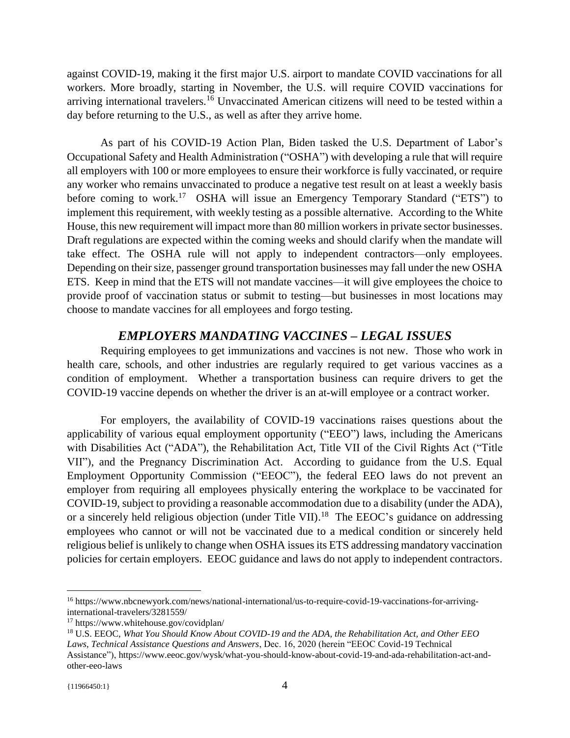against COVID-19, making it the first major U.S. airport to mandate COVID vaccinations for all workers. More broadly, starting in November, the U.S. will require COVID vaccinations for arriving international travelers.[16] Unvaccinated American citizens will need to be tested within a day before returning to the U.S., as well as after they arrive home.

As part of his COVID-19 Action Plan, Biden tasked the U.S. Department of Labor's Occupational Safety and Health Administration ("OSHA") with developing a rule that will require all employers with 100 or more employees to ensure their workforce is fully vaccinated, or require any worker who remains unvaccinated to produce a negative test result on at least a weekly basis before coming to work.[17] OSHA will issue an Emergency Temporary Standard ("ETS") to implement this requirement, with weekly testing as a possible alternative. According to the White House, this new requirement will impact more than 80 million workers in private sector businesses. Draft regulations are expected within the coming weeks and should clarify when the mandate will take effect. The OSHA rule will not apply to independent contractors—only employees. Depending on their size, passenger ground transportation businesses may fall under the new OSHA ETS. Keep in mind that the ETS will not mandate vaccines—it will give employees the choice to provide proof of vaccination status or submit to testing—but businesses in most locations may choose to mandate vaccines for all employees and forgo testing.

## *EMPLOYERS MANDATING VACCINES – LEGAL ISSUES*

Requiring employees to get immunizations and vaccines is not new. Those who work in health care, schools, and other industries are regularly required to get various vaccines as a condition of employment. Whether a transportation business can require drivers to get the COVID-19 vaccine depends on whether the driver is an at-will employee or a contract worker.

For employers, the availability of COVID-19 vaccinations raises questions about the applicability of various equal employment opportunity ("EEO") laws, including the Americans with Disabilities Act ("ADA"), the Rehabilitation Act, Title VII of the Civil Rights Act ("Title VII"), and the Pregnancy Discrimination Act. According to guidance from the U.S. Equal Employment Opportunity Commission ("EEOC"), the federal EEO laws do not prevent an employer from requiring all employees physically entering the workplace to be vaccinated for COVID-19, subject to providing a reasonable accommodation due to a disability (under the ADA), or a sincerely held religious objection (under Title VII).[18] The EEOC's guidance on addressing employees who cannot or will not be vaccinated due to a medical condition or sincerely held religious belief is unlikely to change when OSHA issues its ETS addressing mandatory vaccination policies for certain employers. EEOC guidance and laws do not apply to independent contractors.

---

[16] https://www.nbcnewyork.com/news/national-international/us-to-require-covid-19-vaccinations-for-arriving-international-travelers/3281559/

[17] https://www.whitehouse.gov/covidplan/

[18] U.S. EEOC, *What You Should Know About COVID-19 and the ADA, the Rehabilitation Act, and Other EEO Laws, Technical Assistance Questions and Answers*, Dec. 16, 2020 (herein "EEOC Covid-19 Technical Assistance"), https://www.eeoc.gov/wysk/what-you-should-know-about-covid-19-and-ada-rehabilitation-act-and-other-eeo-laws

{11966450:1}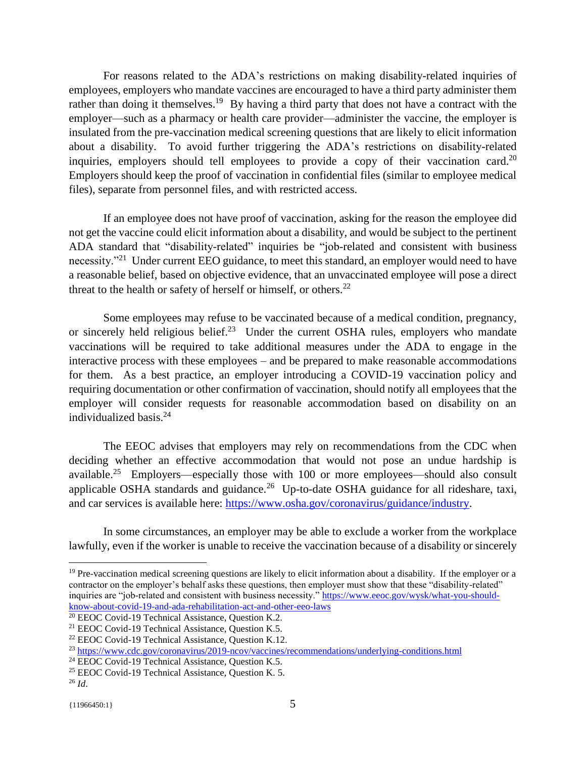For reasons related to the ADA's restrictions on making disability-related inquiries of employees, employers who mandate vaccines are encouraged to have a third party administer them rather than doing it themselves.[19] By having a third party that does not have a contract with the employer—such as a pharmacy or health care provider—administer the vaccine, the employer is insulated from the pre-vaccination medical screening questions that are likely to elicit information about a disability. To avoid further triggering the ADA's restrictions on disability-related inquiries, employers should tell employees to provide a copy of their vaccination card.[20] Employers should keep the proof of vaccination in confidential files (similar to employee medical files), separate from personnel files, and with restricted access.

If an employee does not have proof of vaccination, asking for the reason the employee did not get the vaccine could elicit information about a disability, and would be subject to the pertinent ADA standard that "disability-related" inquiries be "job-related and consistent with business necessity."[21] Under current EEO guidance, to meet this standard, an employer would need to have a reasonable belief, based on objective evidence, that an unvaccinated employee will pose a direct threat to the health or safety of herself or himself, or others.[22]

Some employees may refuse to be vaccinated because of a medical condition, pregnancy, or sincerely held religious belief.[23] Under the current OSHA rules, employers who mandate vaccinations will be required to take additional measures under the ADA to engage in the interactive process with these employees – and be prepared to make reasonable accommodations for them. As a best practice, an employer introducing a COVID-19 vaccination policy and requiring documentation or other confirmation of vaccination, should notify all employees that the employer will consider requests for reasonable accommodation based on disability on an individualized basis.[24]

The EEOC advises that employers may rely on recommendations from the CDC when deciding whether an effective accommodation that would not pose an undue hardship is available.[25] Employers—especially those with 100 or more employees—should also consult applicable OSHA standards and guidance.[26] Up-to-date OSHA guidance for all rideshare, taxi, and car services is available here: https://www.osha.gov/coronavirus/guidance/industry.

In some circumstances, an employer may be able to exclude a worker from the workplace lawfully, even if the worker is unable to receive the vaccination because of a disability or sincerely

---

[19] Pre-vaccination medical screening questions are likely to elicit information about a disability. If the employer or a contractor on the employer's behalf asks these questions, then employer must show that these "disability-related" inquiries are "job-related and consistent with business necessity." https://www.eeoc.gov/wysk/what-you-should-know-about-covid-19-and-ada-rehabilitation-act-and-other-eeo-laws

[20] EEOC Covid-19 Technical Assistance, Question K.2.

[21] EEOC Covid-19 Technical Assistance, Question K.5.

[22] EEOC Covid-19 Technical Assistance, Question K.12.

[23] https://www.cdc.gov/coronavirus/2019-ncov/vaccines/recommendations/underlying-conditions.html

[24] EEOC Covid-19 Technical Assistance, Question K.5.

[25] EEOC Covid-19 Technical Assistance, Question K. 5.

[26] *Id*.

{11966450:1}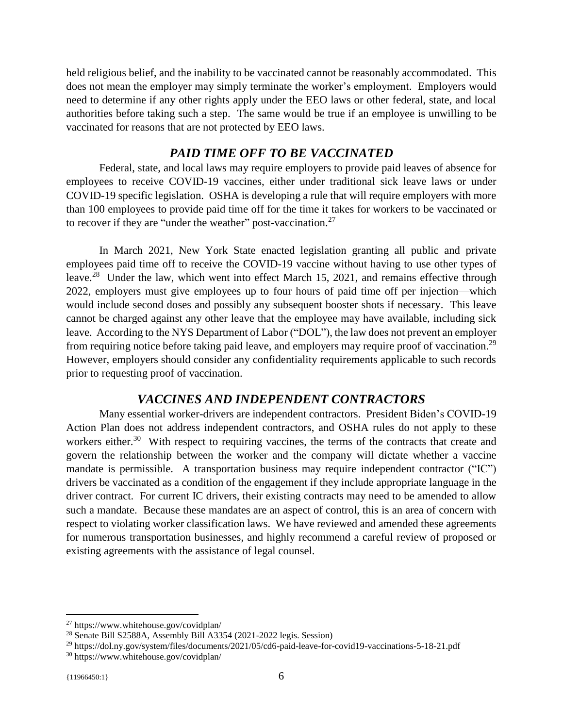held religious belief, and the inability to be vaccinated cannot be reasonably accommodated. This does not mean the employer may simply terminate the worker's employment. Employers would need to determine if any other rights apply under the EEO laws or other federal, state, and local authorities before taking such a step. The same would be true if an employee is unwilling to be vaccinated for reasons that are not protected by EEO laws.

## *PAID TIME OFF TO BE VACCINATED*

Federal, state, and local laws may require employers to provide paid leaves of absence for employees to receive COVID-19 vaccines, either under traditional sick leave laws or under COVID-19 specific legislation. OSHA is developing a rule that will require employers with more than 100 employees to provide paid time off for the time it takes for workers to be vaccinated or to recover if they are "under the weather" post-vaccination.[27]

In March 2021, New York State enacted legislation granting all public and private employees paid time off to receive the COVID-19 vaccine without having to use other types of leave.[28] Under the law, which went into effect March 15, 2021, and remains effective through 2022, employers must give employees up to four hours of paid time off per injection—which would include second doses and possibly any subsequent booster shots if necessary. This leave cannot be charged against any other leave that the employee may have available, including sick leave. According to the NYS Department of Labor ("DOL"), the law does not prevent an employer from requiring notice before taking paid leave, and employers may require proof of vaccination.[29] However, employers should consider any confidentiality requirements applicable to such records prior to requesting proof of vaccination.

## *VACCINES AND INDEPENDENT CONTRACTORS*

Many essential worker-drivers are independent contractors. President Biden's COVID-19 Action Plan does not address independent contractors, and OSHA rules do not apply to these workers either.[30] With respect to requiring vaccines, the terms of the contracts that create and govern the relationship between the worker and the company will dictate whether a vaccine mandate is permissible. A transportation business may require independent contractor ("IC") drivers be vaccinated as a condition of the engagement if they include appropriate language in the driver contract. For current IC drivers, their existing contracts may need to be amended to allow such a mandate. Because these mandates are an aspect of control, this is an area of concern with respect to violating worker classification laws. We have reviewed and amended these agreements for numerous transportation businesses, and highly recommend a careful review of proposed or existing agreements with the assistance of legal counsel.

---

[27] https://www.whitehouse.gov/covidplan/

[28] Senate Bill S2588A, Assembly Bill A3354 (2021-2022 legis. Session)

[29] https://dol.ny.gov/system/files/documents/2021/05/cd6-paid-leave-for-covid19-vaccinations-5-18-21.pdf

[30] https://www.whitehouse.gov/covidplan/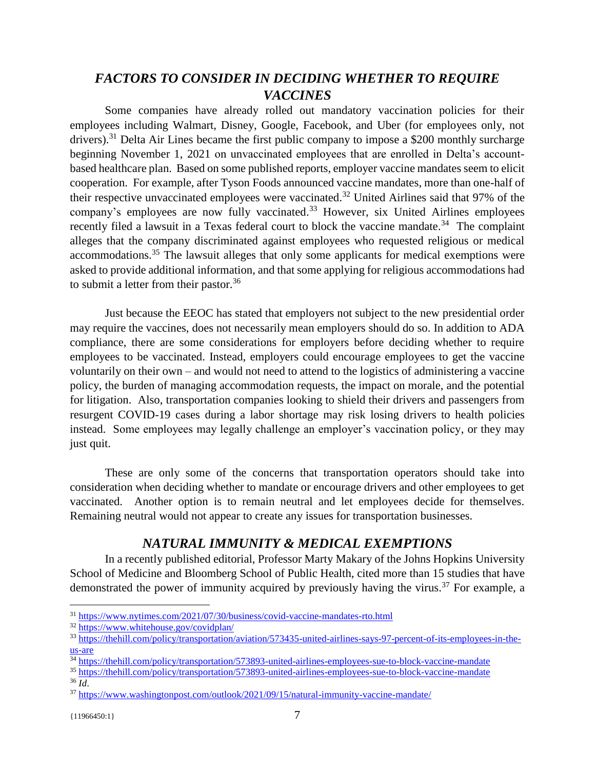## *FACTORS TO CONSIDER IN DECIDING WHETHER TO REQUIRE VACCINES*

Some companies have already rolled out mandatory vaccination policies for their employees including Walmart, Disney, Google, Facebook, and Uber (for employees only, not drivers).[31] Delta Air Lines became the first public company to impose a $200 monthly surcharge beginning November 1, 2021 on unvaccinated employees that are enrolled in Delta's account-based healthcare plan. Based on some published reports, employer vaccine mandates seem to elicit cooperation. For example, after Tyson Foods announced vaccine mandates, more than one-half of their respective unvaccinated employees were vaccinated.[32] United Airlines said that 97% of the company's employees are now fully vaccinated.[33] However, six United Airlines employees recently filed a lawsuit in a Texas federal court to block the vaccine mandate.[34] The complaint alleges that the company discriminated against employees who requested religious or medical accommodations.[35] The lawsuit alleges that only some applicants for medical exemptions were asked to provide additional information, and that some applying for religious accommodations had to submit a letter from their pastor.[36]

Just because the EEOC has stated that employers not subject to the new presidential order may require the vaccines, does not necessarily mean employers should do so. In addition to ADA compliance, there are some considerations for employers before deciding whether to require employees to be vaccinated. Instead, employers could encourage employees to get the vaccine voluntarily on their own – and would not need to attend to the logistics of administering a vaccine policy, the burden of managing accommodation requests, the impact on morale, and the potential for litigation. Also, transportation companies looking to shield their drivers and passengers from resurgent COVID-19 cases during a labor shortage may risk losing drivers to health policies instead. Some employees may legally challenge an employer's vaccination policy, or they may just quit.

These are only some of the concerns that transportation operators should take into consideration when deciding whether to mandate or encourage drivers and other employees to get vaccinated. Another option is to remain neutral and let employees decide for themselves. Remaining neutral would not appear to create any issues for transportation businesses.

## *NATURAL IMMUNITY & MEDICAL EXEMPTIONS*

In a recently published editorial, Professor Marty Makary of the Johns Hopkins University School of Medicine and Bloomberg School of Public Health, cited more than 15 studies that have demonstrated the power of immunity acquired by previously having the virus.[37] For example, a

---

[31] https://www.nytimes.com/2021/07/30/business/covid-vaccine-mandates-rto.html

[32] https://www.whitehouse.gov/covidplan/

[33] https://thehill.com/policy/transportation/aviation/573435-united-airlines-says-97-percent-of-its-employees-in-the-us-are

[34] https://thehill.com/policy/transportation/573893-united-airlines-employees-sue-to-block-vaccine-mandate

[35] https://thehill.com/policy/transportation/573893-united-airlines-employees-sue-to-block-vaccine-mandate

[36] *Id*.

[37] https://www.washingtonpost.com/outlook/2021/09/15/natural-immunity-vaccine-mandate/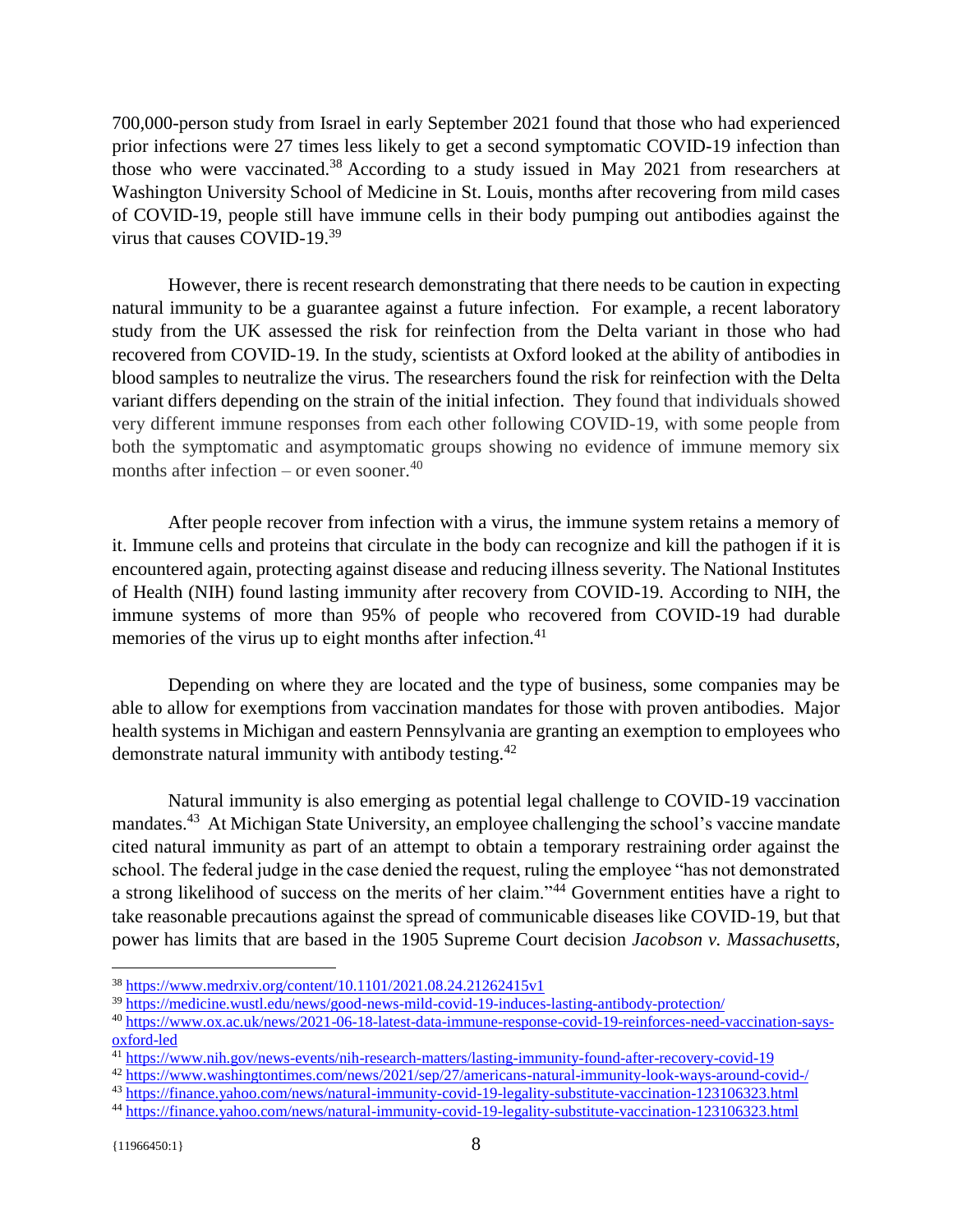700,000-person study from Israel in early September 2021 found that those who had experienced prior infections were 27 times less likely to get a second symptomatic COVID-19 infection than those who were vaccinated.[38] According to a study issued in May 2021 from researchers at Washington University School of Medicine in St. Louis, months after recovering from mild cases of COVID-19, people still have immune cells in their body pumping out antibodies against the virus that causes COVID-19.[39]

However, there is recent research demonstrating that there needs to be caution in expecting natural immunity to be a guarantee against a future infection. For example, a recent laboratory study from the UK assessed the risk for reinfection from the Delta variant in those who had recovered from COVID-19. In the study, scientists at Oxford looked at the ability of antibodies in blood samples to neutralize the virus. The researchers found the risk for reinfection with the Delta variant differs depending on the strain of the initial infection. They found that individuals showed very different immune responses from each other following COVID-19, with some people from both the symptomatic and asymptomatic groups showing no evidence of immune memory six months after infection – or even sooner.[40]

After people recover from infection with a virus, the immune system retains a memory of it. Immune cells and proteins that circulate in the body can recognize and kill the pathogen if it is encountered again, protecting against disease and reducing illness severity. The National Institutes of Health (NIH) found lasting immunity after recovery from COVID-19. According to NIH, the immune systems of more than 95% of people who recovered from COVID-19 had durable memories of the virus up to eight months after infection.[41]

Depending on where they are located and the type of business, some companies may be able to allow for exemptions from vaccination mandates for those with proven antibodies. Major health systems in Michigan and eastern Pennsylvania are granting an exemption to employees who demonstrate natural immunity with antibody testing.[42]

Natural immunity is also emerging as potential legal challenge to COVID-19 vaccination mandates.[43] At Michigan State University, an employee challenging the school's vaccine mandate cited natural immunity as part of an attempt to obtain a temporary restraining order against the school. The federal judge in the case denied the request, ruling the employee "has not demonstrated a strong likelihood of success on the merits of her claim."[44] Government entities have a right to take reasonable precautions against the spread of communicable diseases like COVID-19, but that power has limits that are based in the 1905 Supreme Court decision *Jacobson v. Massachusetts*,

---

[38] https://www.medrxiv.org/content/10.1101/2021.08.24.21262415v1

[39] https://medicine.wustl.edu/news/good-news-mild-covid-19-induces-lasting-antibody-protection/

[40] https://www.ox.ac.uk/news/2021-06-18-latest-data-immune-response-covid-19-reinforces-need-vaccination-says-oxford-led

[41] https://www.nih.gov/news-events/nih-research-matters/lasting-immunity-found-after-recovery-covid-19

[42] https://www.washingtontimes.com/news/2021/sep/27/americans-natural-immunity-look-ways-around-covid-/

[43] https://finance.yahoo.com/news/natural-immunity-covid-19-legality-substitute-vaccination-123106323.html

[44] https://finance.yahoo.com/news/natural-immunity-covid-19-legality-substitute-vaccination-123106323.html

{11966450:1}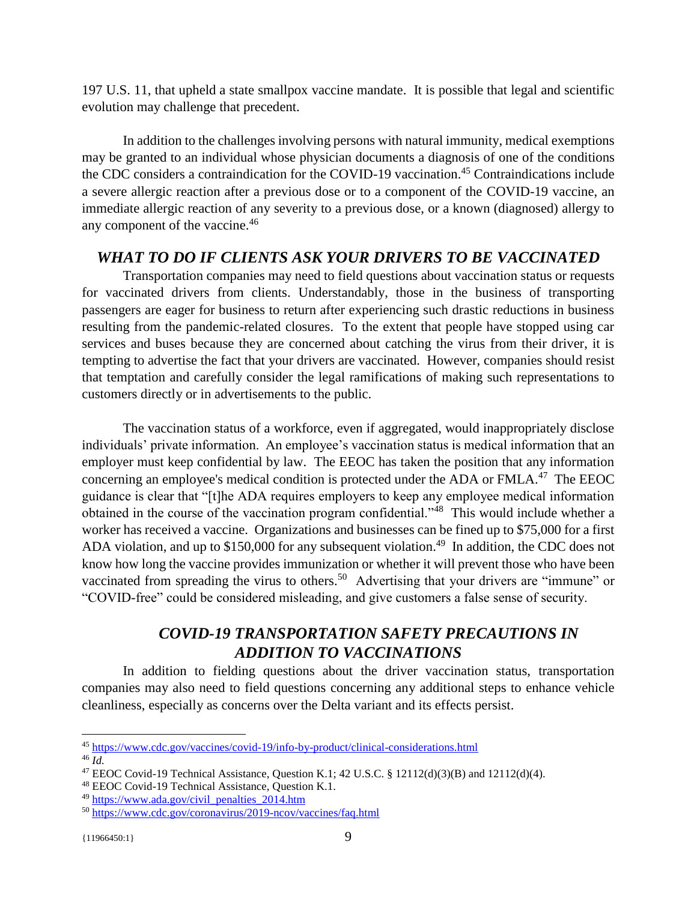197 U.S. 11, that upheld a state smallpox vaccine mandate. It is possible that legal and scientific evolution may challenge that precedent.

In addition to the challenges involving persons with natural immunity, medical exemptions may be granted to an individual whose physician documents a diagnosis of one of the conditions the CDC considers a contraindication for the COVID-19 vaccination.[45] Contraindications include a severe allergic reaction after a previous dose or to a component of the COVID-19 vaccine, an immediate allergic reaction of any severity to a previous dose, or a known (diagnosed) allergy to any component of the vaccine.[46]

## *WHAT TO DO IF CLIENTS ASK YOUR DRIVERS TO BE VACCINATED*

Transportation companies may need to field questions about vaccination status or requests for vaccinated drivers from clients. Understandably, those in the business of transporting passengers are eager for business to return after experiencing such drastic reductions in business resulting from the pandemic-related closures. To the extent that people have stopped using car services and buses because they are concerned about catching the virus from their driver, it is tempting to advertise the fact that your drivers are vaccinated. However, companies should resist that temptation and carefully consider the legal ramifications of making such representations to customers directly or in advertisements to the public.

The vaccination status of a workforce, even if aggregated, would inappropriately disclose individuals' private information. An employee's vaccination status is medical information that an employer must keep confidential by law. The EEOC has taken the position that any information concerning an employee's medical condition is protected under the ADA or FMLA.[47] The EEOC guidance is clear that "[t]he ADA requires employers to keep any employee medical information obtained in the course of the vaccination program confidential."[48] This would include whether a worker has received a vaccine. Organizations and businesses can be fined up to $75,000 for a first ADA violation, and up to $150,000 for any subsequent violation.[49] In addition, the CDC does not know how long the vaccine provides immunization or whether it will prevent those who have been vaccinated from spreading the virus to others.[50] Advertising that your drivers are "immune" or "COVID-free" could be considered misleading, and give customers a false sense of security.

## *COVID-19 TRANSPORTATION SAFETY PRECAUTIONS IN ADDITION TO VACCINATIONS*

In addition to fielding questions about the driver vaccination status, transportation companies may also need to field questions concerning any additional steps to enhance vehicle cleanliness, especially as concerns over the Delta variant and its effects persist.

---

[45] https://www.cdc.gov/vaccines/covid-19/info-by-product/clinical-considerations.html

[46] *Id.*

[47] EEOC Covid-19 Technical Assistance, Question K.1; 42 U.S.C. § 12112(d)(3)(B) and 12112(d)(4).

[48] EEOC Covid-19 Technical Assistance, Question K.1.

[49] https://www.ada.gov/civil_penalties_2014.htm

[50] https://www.cdc.gov/coronavirus/2019-ncov/vaccines/faq.html

{11966450:1}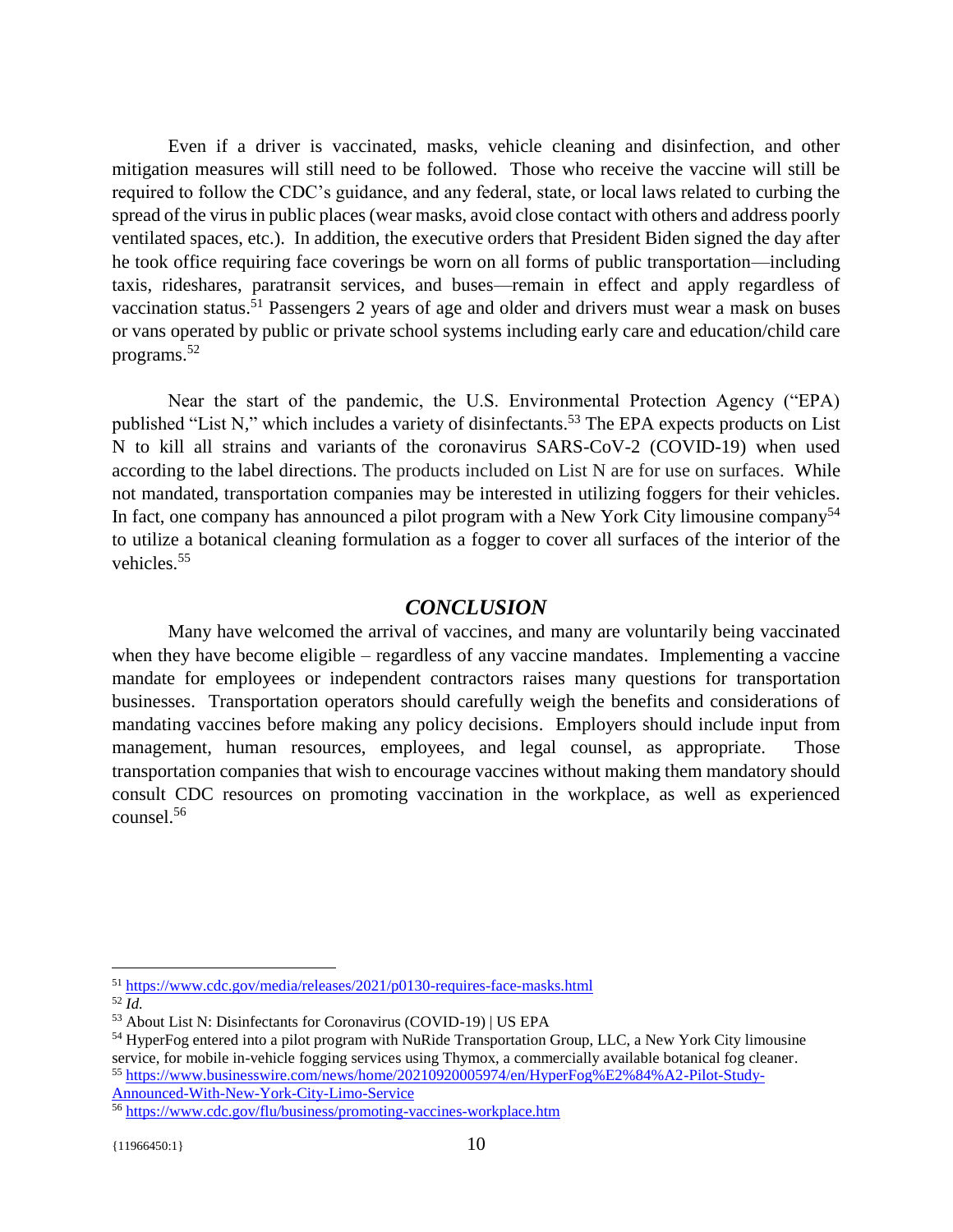Even if a driver is vaccinated, masks, vehicle cleaning and disinfection, and other mitigation measures will still need to be followed. Those who receive the vaccine will still be required to follow the CDC's guidance, and any federal, state, or local laws related to curbing the spread of the virus in public places (wear masks, avoid close contact with others and address poorly ventilated spaces, etc.). In addition, the executive orders that President Biden signed the day after he took office requiring face coverings be worn on all forms of public transportation—including taxis, rideshares, paratransit services, and buses—remain in effect and apply regardless of vaccination status.[51] Passengers 2 years of age and older and drivers must wear a mask on buses or vans operated by public or private school systems including early care and education/child care programs.[52]

Near the start of the pandemic, the U.S. Environmental Protection Agency ("EPA) published "List N," which includes a variety of disinfectants.[53] The EPA expects products on List N to kill all strains and variants of the coronavirus SARS-CoV-2 (COVID-19) when used according to the label directions. The products included on List N are for use on surfaces. While not mandated, transportation companies may be interested in utilizing foggers for their vehicles. In fact, one company has announced a pilot program with a New York City limousine company[54] to utilize a botanical cleaning formulation as a fogger to cover all surfaces of the interior of the vehicles.[55]

## *CONCLUSION*

Many have welcomed the arrival of vaccines, and many are voluntarily being vaccinated when they have become eligible – regardless of any vaccine mandates. Implementing a vaccine mandate for employees or independent contractors raises many questions for transportation businesses. Transportation operators should carefully weigh the benefits and considerations of mandating vaccines before making any policy decisions. Employers should include input from management, human resources, employees, and legal counsel, as appropriate. Those transportation companies that wish to encourage vaccines without making them mandatory should consult CDC resources on promoting vaccination in the workplace, as well as experienced counsel.[56]

---

[51] https://www.cdc.gov/media/releases/2021/p0130-requires-face-masks.html

[52] *Id.*

[53] About List N: Disinfectants for Coronavirus (COVID-19) | US EPA

[54] HyperFog entered into a pilot program with NuRide Transportation Group, LLC, a New York City limousine service, for mobile in-vehicle fogging services using Thymox, a commercially available botanical fog cleaner.

[55] https://www.businesswire.com/news/home/20210920005974/en/HyperFog%E2%84%A2-Pilot-Study-Announced-With-New-York-City-Limo-Service

[56] https://www.cdc.gov/flu/business/promoting-vaccines-workplace.htm

{11966450:1}